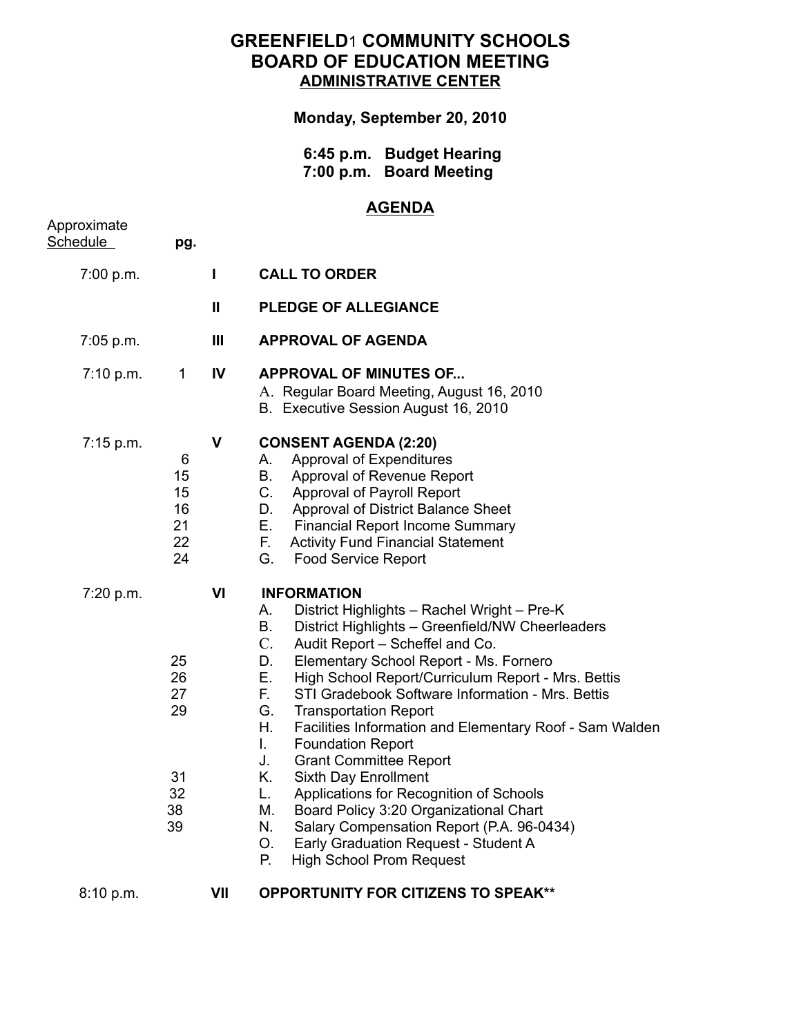# GREENFIELD[1] COMMUNITY SCHOOLS
# BOARD OF EDUCATION MEETING
## ADMINISTRATIVE CENTER

**Monday, September 20, 2010**

**6:45 p.m. Budget Hearing**
**7:00 p.m. Board Meeting**

## AGENDA

| Approximate Schedule | pg. | | |
|---|---|---|---|
| 7:00 p.m. | | **I** | **CALL TO ORDER** |
| | | **II** | **PLEDGE OF ALLEGIANCE** |
| 7:05 p.m. | | **III** | **APPROVAL OF AGENDA** |
| 7:10 p.m. | 1 | **IV** | **APPROVAL OF MINUTES OF...** |
| | | | A. Regular Board Meeting, August 16, 2010 |
| | | | B. Executive Session August 16, 2010 |
| 7:15 p.m. | | **V** | **CONSENT AGENDA (2:20)** |
| | 6 | | A. Approval of Expenditures |
| | 15 | | B. Approval of Revenue Report |
| | 15 | | C. Approval of Payroll Report |
| | 16 | | D. Approval of District Balance Sheet |
| | 21 | | E. Financial Report Income Summary |
| | 22 | | F. Activity Fund Financial Statement |
| | 24 | | G. Food Service Report |
| 7:20 p.m. | | **VI** | **INFORMATION** |
| | | | A. District Highlights – Rachel Wright – Pre-K |
| | | | B. District Highlights – Greenfield/NW Cheerleaders |
| | | | C. Audit Report – Scheffel and Co. |
| | 25 | | D. Elementary School Report - Ms. Fornero |
| | 26 | | E. High School Report/Curriculum Report - Mrs. Bettis |
| | 27 | | F. STI Gradebook Software Information - Mrs. Bettis |
| | 29 | | G. Transportation Report |
| | | | H. Facilities Information and Elementary Roof - Sam Walden |
| | | | I. Foundation Report |
| | | | J. Grant Committee Report |
| | 31 | | K. Sixth Day Enrollment |
| | 32 | | L. Applications for Recognition of Schools |
| | 38 | | M. Board Policy 3:20 Organizational Chart |
| | 39 | | N. Salary Compensation Report (P.A. 96-0434) |
| | | | O. Early Graduation Request - Student A |
| | | | P. High School Prom Request |
| 8:10 p.m. | | **VII** | **OPPORTUNITY FOR CITIZENS TO SPEAK**** |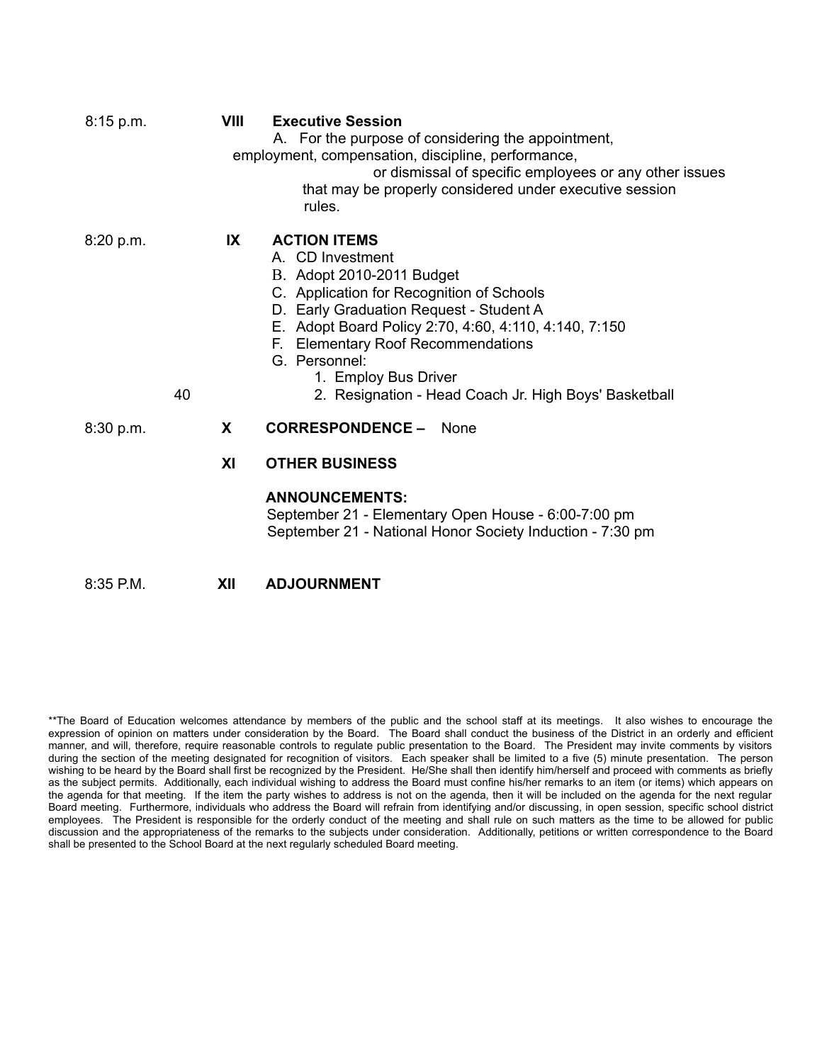8:15 p.m. **VIII Executive Session**

A. For the purpose of considering the appointment, employment, compensation, discipline, performance, or dismissal of specific employees or any other issues that may be properly considered under executive session rules.

8:20 p.m. **IX ACTION ITEMS**

A. CD Investment
B. Adopt 2010-2011 Budget
C. Application for Recognition of Schools
D. Early Graduation Request - Student A
E. Adopt Board Policy 2:70, 4:60, 4:110, 4:140, 7:150
F. Elementary Roof Recommendations
G. Personnel:
   1. Employ Bus Driver
   2. Resignation - Head Coach Jr. High Boys' Basketball

40

8:30 p.m. **X CORRESPONDENCE –** None

**XI OTHER BUSINESS**

**ANNOUNCEMENTS:**

September 21 - Elementary Open House - 6:00-7:00 pm
September 21 - National Honor Society Induction - 7:30 pm

8:35 P.M. **XII ADJOURNMENT**

**The Board of Education welcomes attendance by members of the public and the school staff at its meetings. It also wishes to encourage the expression of opinion on matters under consideration by the Board. The Board shall conduct the business of the District in an orderly and efficient manner, and will, therefore, require reasonable controls to regulate public presentation to the Board. The President may invite comments by visitors during the section of the meeting designated for recognition of visitors. Each speaker shall be limited to a five (5) minute presentation. The person wishing to be heard by the Board shall first be recognized by the President. He/She shall then identify him/herself and proceed with comments as briefly as the subject permits. Additionally, each individual wishing to address the Board must confine his/her remarks to an item (or items) which appears on the agenda for that meeting. If the item the party wishes to address is not on the agenda, then it will be included on the agenda for the next regular Board meeting. Furthermore, individuals who address the Board will refrain from identifying and/or discussing, in open session, specific school district employees. The President is responsible for the orderly conduct of the meeting and shall rule on such matters as the time to be allowed for public discussion and the appropriateness of the remarks to the subjects under consideration. Additionally, petitions or written correspondence to the Board shall be presented to the School Board at the next regularly scheduled Board meeting.